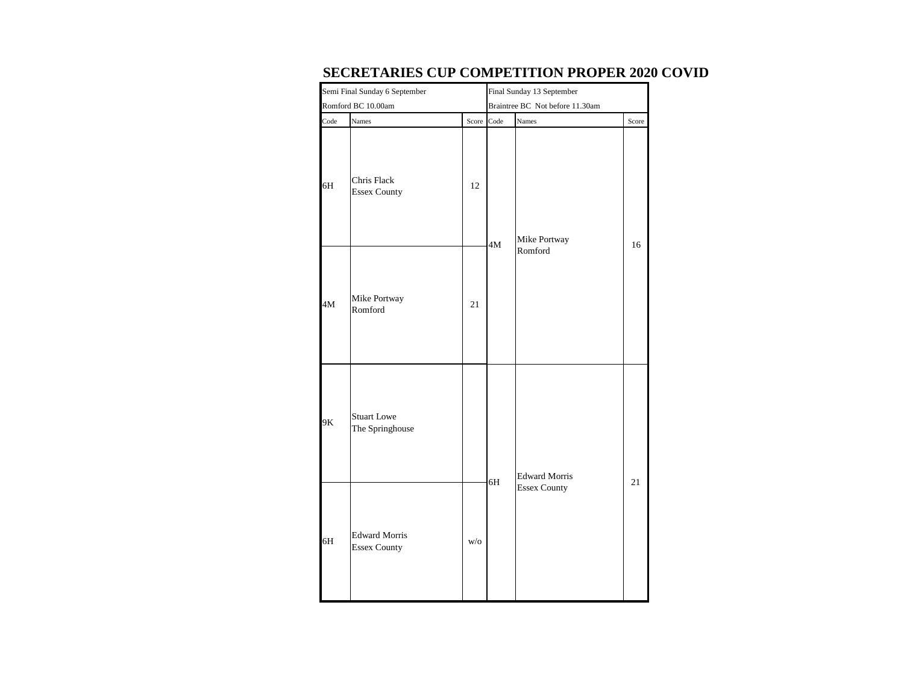# SECRETARIES CUP COMPETITION PROPER 2020 COVID

| Semi Final Sunday 6 September | | | Final Sunday 13 September | | |
|---|---|---|---|---|---|
| Romford BC 10.00am | | | Braintree BC Not before 11.30am | | |
| Code | Names | Score | Code | Names | Score |
| 6H | Chris Flack<br>Essex County | 12 | 4M | Mike Portway<br>Romford | 16 |
| 4M | Mike Portway<br>Romford | 21 | | | |
| 9K | Stuart Lowe<br>The Springhouse | | 6H | Edward Morris<br>Essex County | 21 |
| 6H | Edward Morris<br>Essex County | w/o | | | |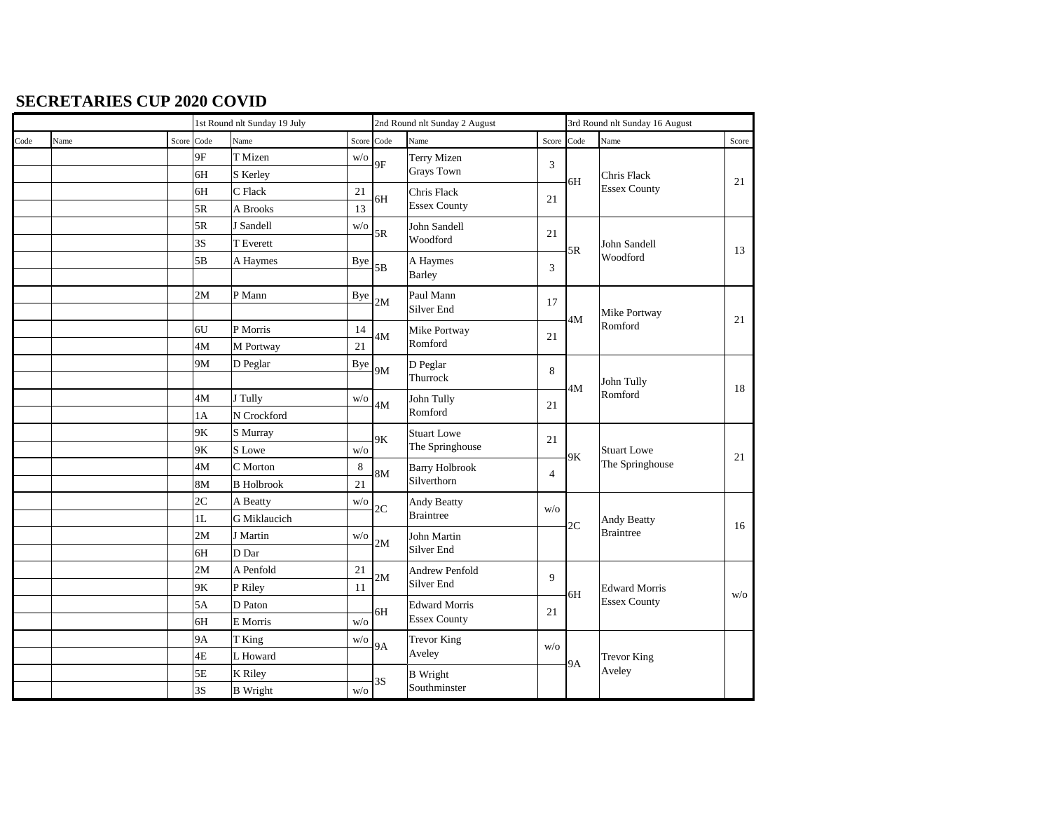# SECRETARIES CUP 2020 COVID

| | | | 1st Round nlt Sunday 19 July | | | 2nd Round nlt Sunday 2 August | | | 3rd Round nlt Sunday 16 August | | |
|---|---|---|---|---|---|---|---|---|---|---|---|
| Code | Name | Score | Code | Name | Score | Code | Name | Score | Code | Name | Score |
| | | | 9F | T Mizen | w/o | 9F | Terry Mizen Grays Town | 3 | 6H | Chris Flack Essex County | 21 |
| | | | 6H | S Kerley | | | | | | | |
| | | | 6H | C Flack | 21 | 6H | Chris Flack Essex County | 21 | | | |
| | | | 5R | A Brooks | 13 | | | | | | |
| | | | 5R | J Sandell | w/o | 5R | John Sandell Woodford | 21 | 5R | John Sandell Woodford | 13 |
| | | | 3S | T Everett | | | | | | | |
| | | | 5B | A Haymes | Bye | 5B | A Haymes Barley | 3 | | | |
| | | | | | | | | | | | |
| | | | 2M | P Mann | Bye | 2M | Paul Mann Silver End | 17 | 4M | Mike Portway Romford | 21 |
| | | | | | | | | | | | |
| | | | 6U | P Morris | 14 | 4M | Mike Portway Romford | 21 | | | |
| | | | 4M | M Portway | 21 | | | | | | |
| | | | 9M | D Peglar | Bye | 9M | D Peglar Thurrock | 8 | 4M | John Tully Romford | 18 |
| | | | | | | | | | | | |
| | | | 4M | J Tully | w/o | 4M | John Tully Romford | 21 | | | |
| | | | 1A | N Crockford | | | | | | | |
| | | | 9K | S Murray | | 9K | Stuart Lowe The Springhouse | 21 | 9K | Stuart Lowe The Springhouse | 21 |
| | | | 9K | S Lowe | w/o | | | | | | |
| | | | 4M | C Morton | 8 | 8M | Barry Holbrook Silverthorn | 4 | | | |
| | | | 8M | B Holbrook | 21 | | | | | | |
| | | | 2C | A Beatty | w/o | 2C | Andy Beatty Braintree | w/o | 2C | Andy Beatty Braintree | 16 |
| | | | 1L | G Miklaucich | | | | | | | |
| | | | 2M | J Martin | w/o | 2M | John Martin Silver End | | | | |
| | | | 6H | D Dar | | | | | | | |
| | | | 2M | A Penfold | 21 | 2M | Andrew Penfold Silver End | 9 | 6H | Edward Morris Essex County | w/o |
| | | | 9K | P Riley | 11 | | | | | | |
| | | | 5A | D Paton | | 6H | Edward Morris Essex County | 21 | | | |
| | | | 6H | E Morris | w/o | | | | | | |
| | | | 9A | T King | w/o | 9A | Trevor King Aveley | w/o | 9A | Trevor King Aveley | |
| | | | 4E | L Howard | | | | | | | |
| | | | 5E | K Riley | | 3S | B Wright Southminster | | | | |
| | | | 3S | B Wright | w/o | | | | | | |